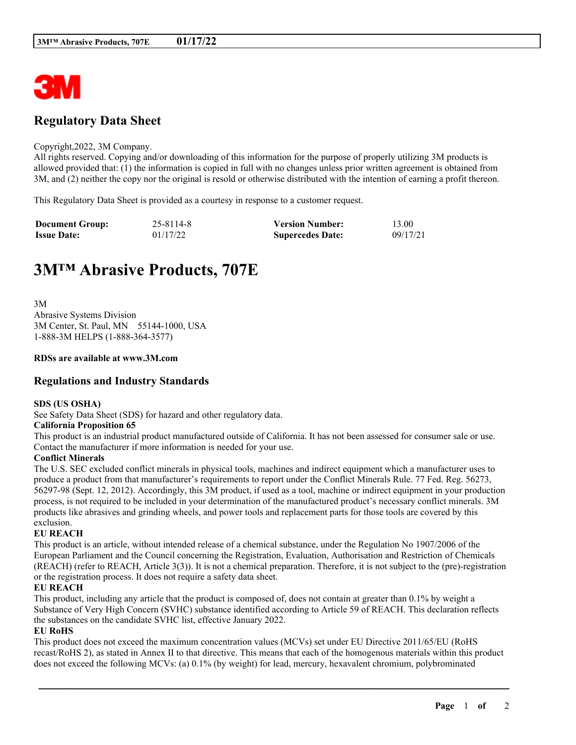# Regulatory Data Sheet

Copyright,2022, 3M Company.
All rights reserved. Copying and/or downloading of this information for the purpose of properly utilizing 3M products is allowed provided that: (1) the information is copied in full with no changes unless prior written agreement is obtained from 3M, and (2) neither the copy nor the original is resold or otherwise distributed with the intention of earning a profit thereon.

This Regulatory Data Sheet is provided as a courtesy in response to a customer request.

| | | | |
|---|---|---|---|
| **Document Group:** | 25-8114-8 | **Version Number:** | 13.00 |
| **Issue Date:** | 01/17/22 | **Supercedes Date:** | 09/17/21 |

# 3M™ Abrasive Products, 707E

3M
Abrasive Systems Division
3M Center, St. Paul, MN 55144-1000, USA
1-888-3M HELPS (1-888-364-3577)

**RDSs are available at www.3M.com**

## Regulations and Industry Standards

**SDS (US OSHA)**
See Safety Data Sheet (SDS) for hazard and other regulatory data.

**California Proposition 65**
This product is an industrial product manufactured outside of California. It has not been assessed for consumer sale or use. Contact the manufacturer if more information is needed for your use.

**Conflict Minerals**
The U.S. SEC excluded conflict minerals in physical tools, machines and indirect equipment which a manufacturer uses to produce a product from that manufacturer's requirements to report under the Conflict Minerals Rule. 77 Fed. Reg. 56273, 56297-98 (Sept. 12, 2012). Accordingly, this 3M product, if used as a tool, machine or indirect equipment in your production process, is not required to be included in your determination of the manufactured product's necessary conflict minerals. 3M products like abrasives and grinding wheels, and power tools and replacement parts for those tools are covered by this exclusion.

**EU REACH**
This product is an article, without intended release of a chemical substance, under the Regulation No 1907/2006 of the European Parliament and the Council concerning the Registration, Evaluation, Authorisation and Restriction of Chemicals (REACH) (refer to REACH, Article 3(3)). It is not a chemical preparation. Therefore, it is not subject to the (pre)-registration or the registration process. It does not require a safety data sheet.

**EU REACH**
This product, including any article that the product is composed of, does not contain at greater than 0.1% by weight a Substance of Very High Concern (SVHC) substance identified according to Article 59 of REACH. This declaration reflects the substances on the candidate SVHC list, effective January 2022.

**EU RoHS**
This product does not exceed the maximum concentration values (MCVs) set under EU Directive 2011/65/EU (RoHS recast/RoHS 2), as stated in Annex II to that directive. This means that each of the homogenous materials within this product does not exceed the following MCVs: (a) 0.1% (by weight) for lead, mercury, hexavalent chromium, polybrominated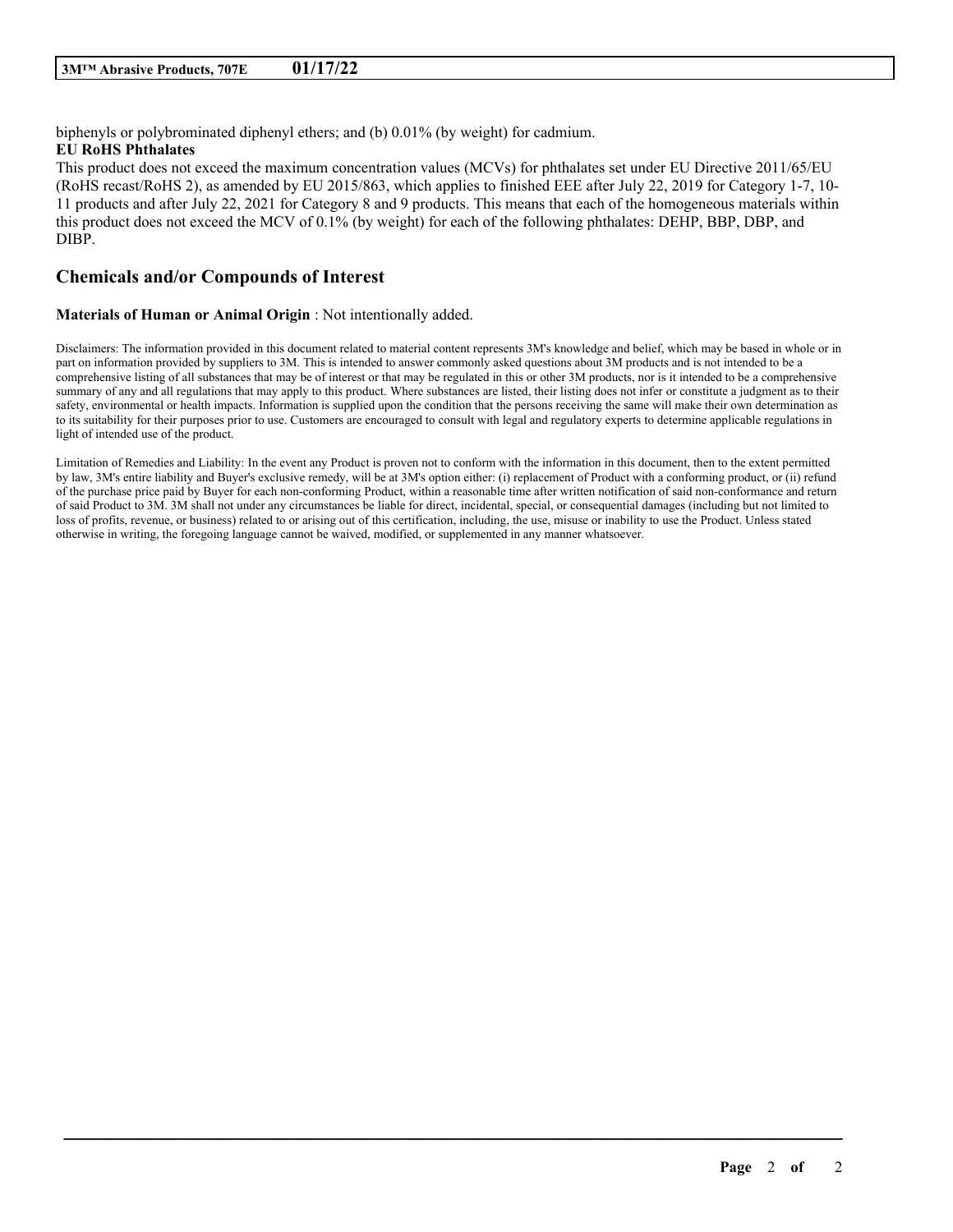biphenyls or polybrominated diphenyl ethers; and (b) 0.01% (by weight) for cadmium.

**EU RoHS Phthalates**

This product does not exceed the maximum concentration values (MCVs) for phthalates set under EU Directive 2011/65/EU (RoHS recast/RoHS 2), as amended by EU 2015/863, which applies to finished EEE after July 22, 2019 for Category 1-7, 10-11 products and after July 22, 2021 for Category 8 and 9 products. This means that each of the homogeneous materials within this product does not exceed the MCV of 0.1% (by weight) for each of the following phthalates: DEHP, BBP, DBP, and DIBP.

## Chemicals and/or Compounds of Interest

**Materials of Human or Animal Origin** : Not intentionally added.

Disclaimers: The information provided in this document related to material content represents 3M's knowledge and belief, which may be based in whole or in part on information provided by suppliers to 3M. This is intended to answer commonly asked questions about 3M products and is not intended to be a comprehensive listing of all substances that may be of interest or that may be regulated in this or other 3M products, nor is it intended to be a comprehensive summary of any and all regulations that may apply to this product. Where substances are listed, their listing does not infer or constitute a judgment as to their safety, environmental or health impacts. Information is supplied upon the condition that the persons receiving the same will make their own determination as to its suitability for their purposes prior to use. Customers are encouraged to consult with legal and regulatory experts to determine applicable regulations in light of intended use of the product.

Limitation of Remedies and Liability: In the event any Product is proven not to conform with the information in this document, then to the extent permitted by law, 3M's entire liability and Buyer's exclusive remedy, will be at 3M's option either: (i) replacement of Product with a conforming product, or (ii) refund of the purchase price paid by Buyer for each non-conforming Product, within a reasonable time after written notification of said non-conformance and return of said Product to 3M. 3M shall not under any circumstances be liable for direct, incidental, special, or consequential damages (including but not limited to loss of profits, revenue, or business) related to or arising out of this certification, including, the use, misuse or inability to use the Product. Unless stated otherwise in writing, the foregoing language cannot be waived, modified, or supplemented in any manner whatsoever.